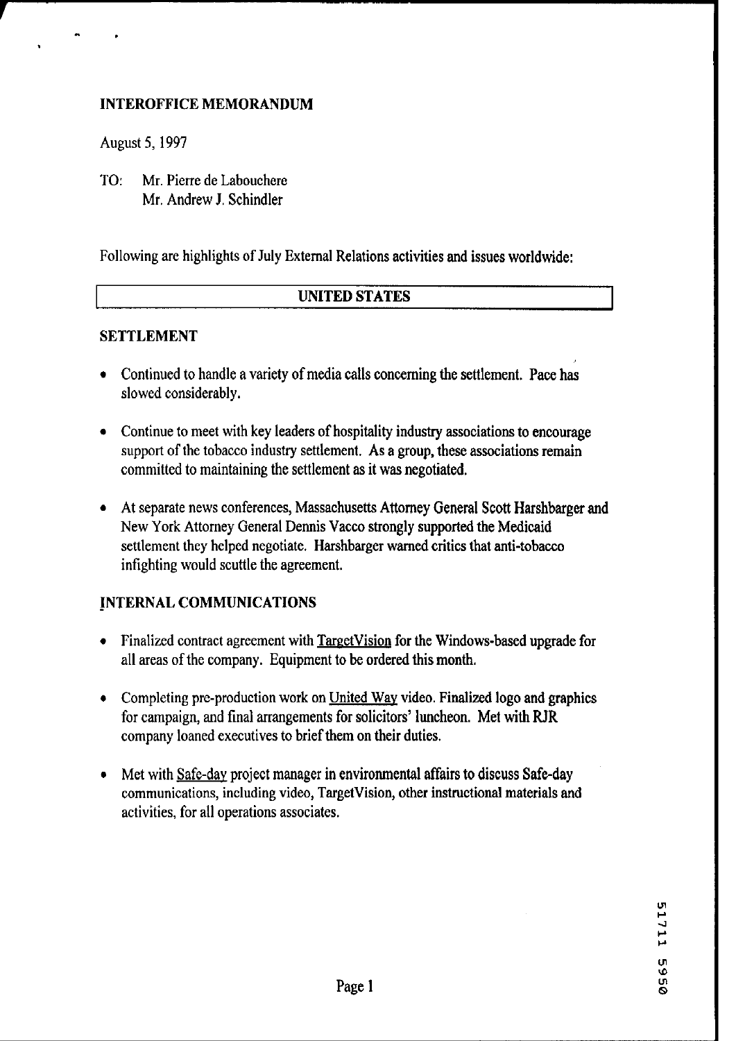## INTEROFFICE MEMORANDUM

August 5, 1997

TO: Mr. Pierre de Labouchere
Mr. Andrew J. Schindler

Following are highlights of July External Relations activities and issues worldwide:

## UNITED STATES

### SETTLEMENT

- Continued to handle a variety of media calls concerning the settlement. Pace has slowed considerably.
- Continue to meet with key leaders of hospitality industry associations to encourage support of the tobacco industry settlement. As a group, these associations remain committed to maintaining the settlement as it was negotiated.
- At separate news conferences, Massachusetts Attorney General Scott Harshbarger and New York Attorney General Dennis Vacco strongly supported the Medicaid settlement they helped negotiate. Harshbarger warned critics that anti-tobacco infighting would scuttle the agreement.

### INTERNAL COMMUNICATIONS

- Finalized contract agreement with TargetVision for the Windows-based upgrade for all areas of the company. Equipment to be ordered this month.
- Completing pre-production work on United Way video. Finalized logo and graphics for campaign, and final arrangements for solicitors' luncheon. Met with RJR company loaned executives to brief them on their duties.
- Met with Safe-day project manager in environmental affairs to discuss Safe-day communications, including video, TargetVision, other instructional materials and activities, for all operations associates.

51711 5950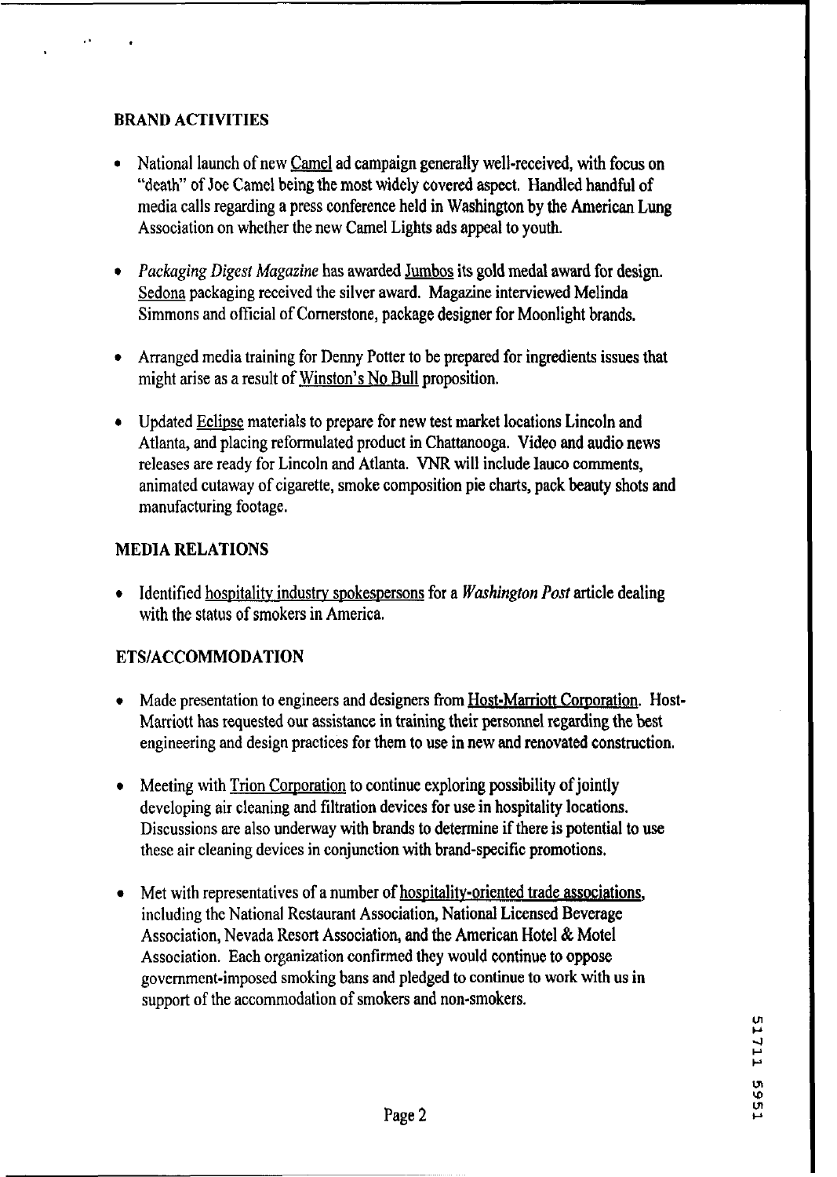## BRAND ACTIVITIES

- National launch of new Camel ad campaign generally well-received, with focus on "death" of Joe Camel being the most widely covered aspect. Handled handful of media calls regarding a press conference held in Washington by the American Lung Association on whether the new Camel Lights ads appeal to youth.

- *Packaging Digest Magazine* has awarded Jumbos its gold medal award for design. Sedona packaging received the silver award. Magazine interviewed Melinda Simmons and official of Cornerstone, package designer for Moonlight brands.

- Arranged media training for Denny Potter to be prepared for ingredients issues that might arise as a result of Winston's No Bull proposition.

- Updated Eclipse materials to prepare for new test market locations Lincoln and Atlanta, and placing reformulated product in Chattanooga. Video and audio news releases are ready for Lincoln and Atlanta. VNR will include Iauco comments, animated cutaway of cigarette, smoke composition pie charts, pack beauty shots and manufacturing footage.

## MEDIA RELATIONS

- Identified hospitality industry spokespersons for a *Washington Post* article dealing with the status of smokers in America.

## ETS/ACCOMMODATION

- Made presentation to engineers and designers from Host-Marriott Corporation. Host-Marriott has requested our assistance in training their personnel regarding the best engineering and design practices for them to use in new and renovated construction.

- Meeting with Trion Corporation to continue exploring possibility of jointly developing air cleaning and filtration devices for use in hospitality locations. Discussions are also underway with brands to determine if there is potential to use these air cleaning devices in conjunction with brand-specific promotions.

- Met with representatives of a number of hospitality-oriented trade associations, including the National Restaurant Association, National Licensed Beverage Association, Nevada Resort Association, and the American Hotel & Motel Association. Each organization confirmed they would continue to oppose government-imposed smoking bans and pledged to continue to work with us in support of the accommodation of smokers and non-smokers.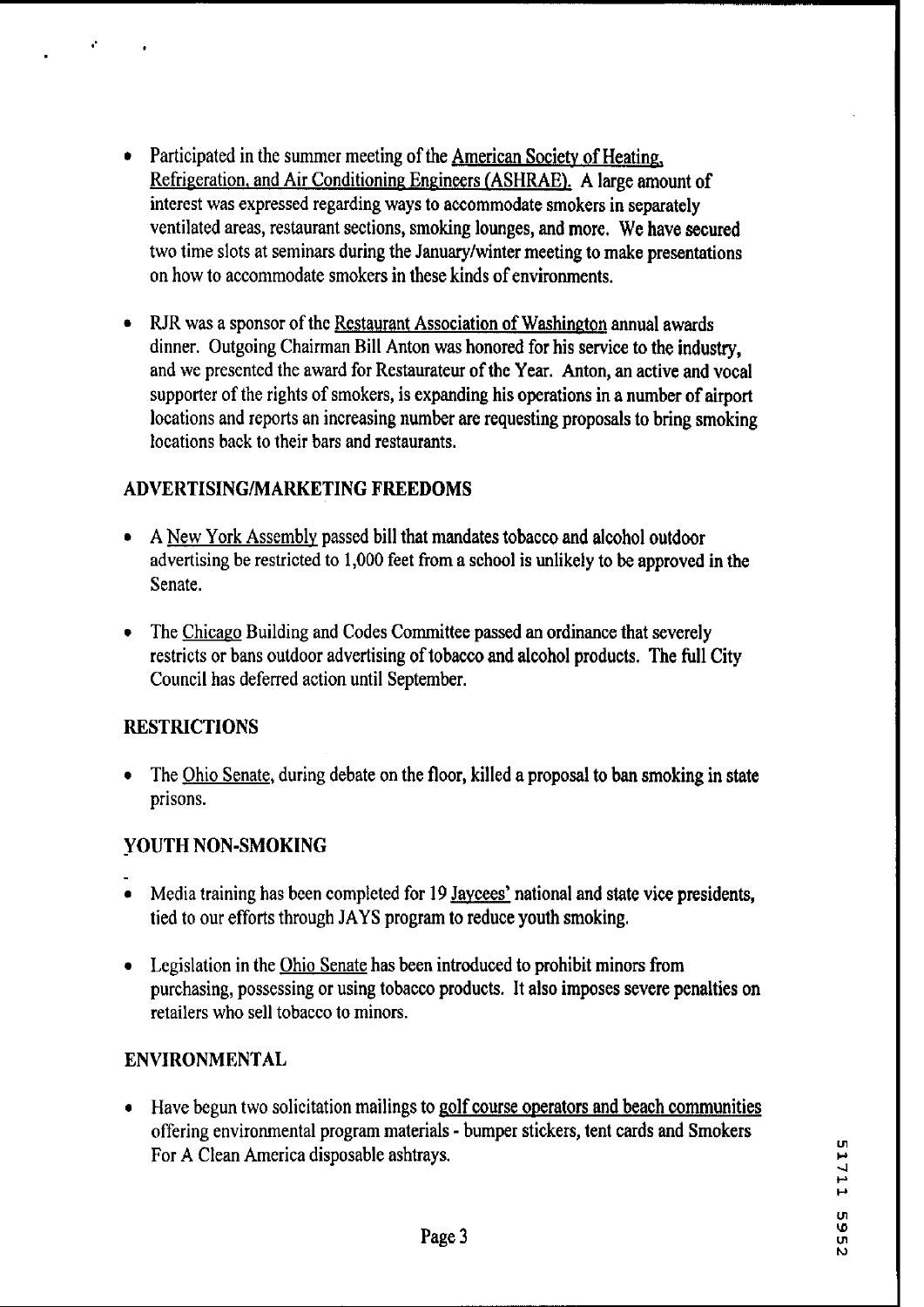- Participated in the summer meeting of the American Society of Heating, Refrigeration, and Air Conditioning Engineers (ASHRAE). A large amount of interest was expressed regarding ways to accommodate smokers in separately ventilated areas, restaurant sections, smoking lounges, and more. We have secured two time slots at seminars during the January/winter meeting to make presentations on how to accommodate smokers in these kinds of environments.

- RJR was a sponsor of the Restaurant Association of Washington annual awards dinner. Outgoing Chairman Bill Anton was honored for his service to the industry, and we presented the award for Restaurateur of the Year. Anton, an active and vocal supporter of the rights of smokers, is expanding his operations in a number of airport locations and reports an increasing number are requesting proposals to bring smoking locations back to their bars and restaurants.

## ADVERTISING/MARKETING FREEDOMS

- A New York Assembly passed bill that mandates tobacco and alcohol outdoor advertising be restricted to 1,000 feet from a school is unlikely to be approved in the Senate.

- The Chicago Building and Codes Committee passed an ordinance that severely restricts or bans outdoor advertising of tobacco and alcohol products. The full City Council has deferred action until September.

## RESTRICTIONS

- The Ohio Senate, during debate on the floor, killed a proposal to ban smoking in state prisons.

## YOUTH NON-SMOKING

- Media training has been completed for 19 Jaycees' national and state vice presidents, tied to our efforts through JAYS program to reduce youth smoking.

- Legislation in the Ohio Senate has been introduced to prohibit minors from purchasing, possessing or using tobacco products. It also imposes severe penalties on retailers who sell tobacco to minors.

## ENVIRONMENTAL

- Have begun two solicitation mailings to golf course operators and beach communities offering environmental program materials - bumper stickers, tent cards and Smokers For A Clean America disposable ashtrays.

51711 5952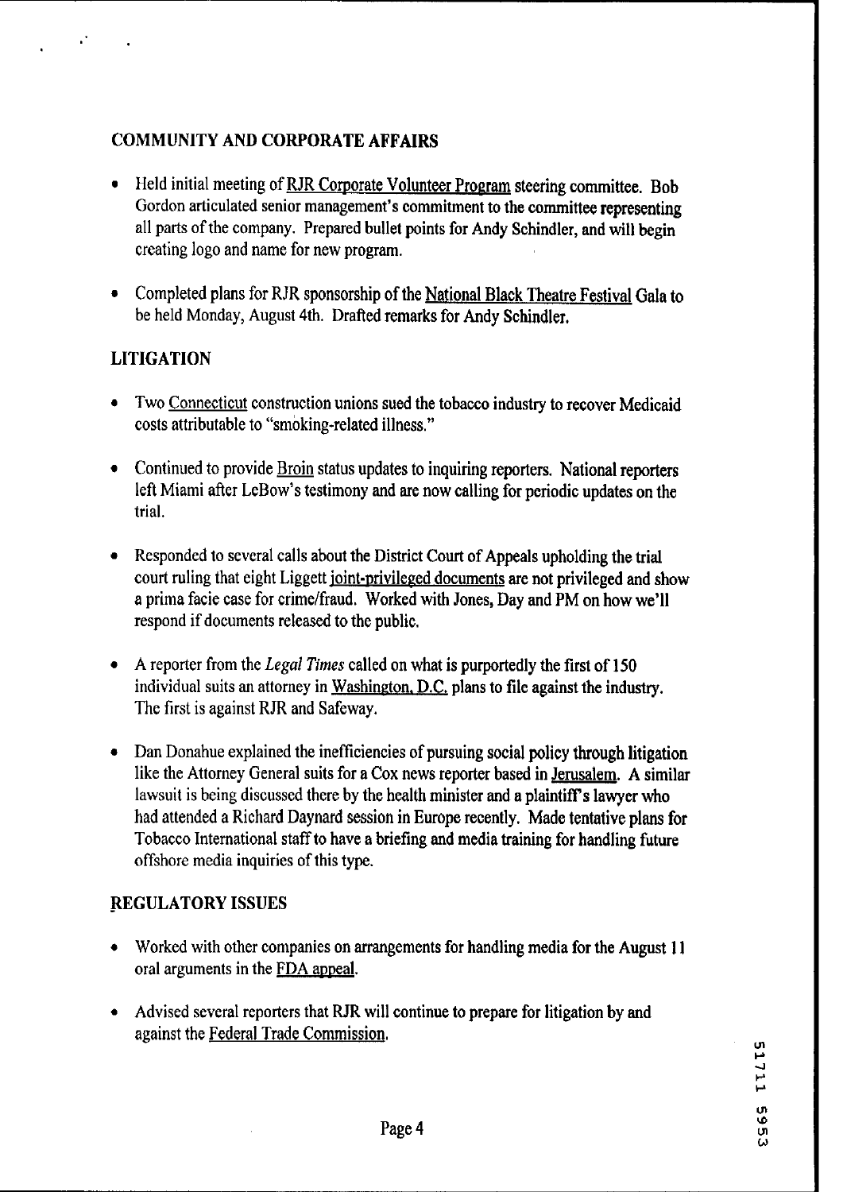## COMMUNITY AND CORPORATE AFFAIRS

- Held initial meeting of RJR Corporate Volunteer Program steering committee. Bob Gordon articulated senior management's commitment to the committee representing all parts of the company. Prepared bullet points for Andy Schindler, and will begin creating logo and name for new program.
- Completed plans for RJR sponsorship of the National Black Theatre Festival Gala to be held Monday, August 4th. Drafted remarks for Andy Schindler.

## LITIGATION

- Two Connecticut construction unions sued the tobacco industry to recover Medicaid costs attributable to "smoking-related illness."
- Continued to provide Broin status updates to inquiring reporters. National reporters left Miami after LeBow's testimony and are now calling for periodic updates on the trial.
- Responded to several calls about the District Court of Appeals upholding the trial court ruling that eight Liggett joint-privileged documents are not privileged and show a prima facie case for crime/fraud. Worked with Jones, Day and PM on how we'll respond if documents released to the public.
- A reporter from the *Legal Times* called on what is purportedly the first of 150 individual suits an attorney in Washington, D.C. plans to file against the industry. The first is against RJR and Safeway.
- Dan Donahue explained the inefficiencies of pursuing social policy through litigation like the Attorney General suits for a Cox news reporter based in Jerusalem. A similar lawsuit is being discussed there by the health minister and a plaintiff's lawyer who had attended a Richard Daynard session in Europe recently. Made tentative plans for Tobacco International staff to have a briefing and media training for handling future offshore media inquiries of this type.

## REGULATORY ISSUES

- Worked with other companies on arrangements for handling media for the August 11 oral arguments in the FDA appeal.
- Advised several reporters that RJR will continue to prepare for litigation by and against the Federal Trade Commission.

51711 5953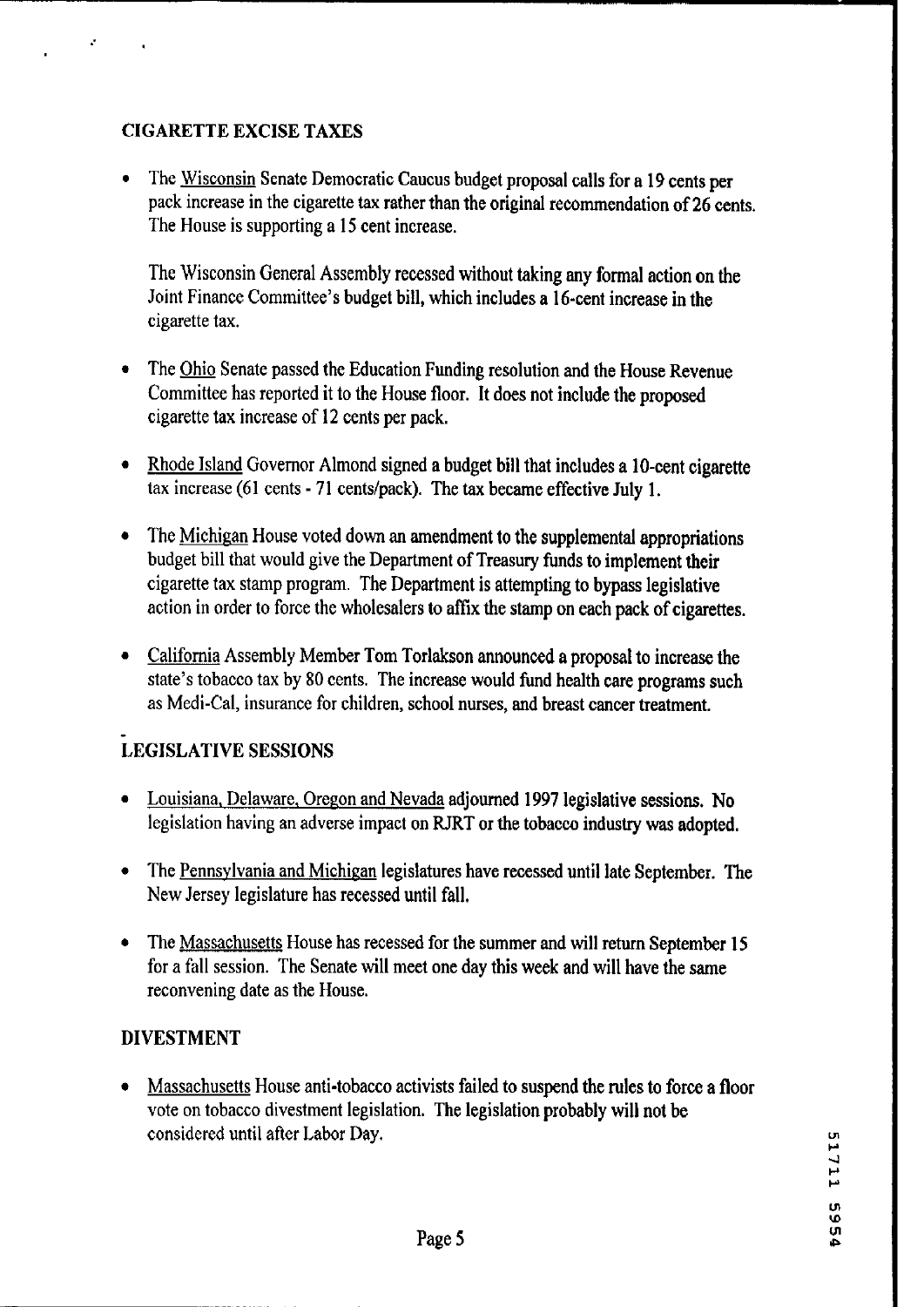## CIGARETTE EXCISE TAXES

- The Wisconsin Senate Democratic Caucus budget proposal calls for a 19 cents per pack increase in the cigarette tax rather than the original recommendation of 26 cents. The House is supporting a 15 cent increase.

  The Wisconsin General Assembly recessed without taking any formal action on the Joint Finance Committee's budget bill, which includes a 16-cent increase in the cigarette tax.

- The Ohio Senate passed the Education Funding resolution and the House Revenue Committee has reported it to the House floor. It does not include the proposed cigarette tax increase of 12 cents per pack.

- Rhode Island Governor Almond signed a budget bill that includes a 10-cent cigarette tax increase (61 cents - 71 cents/pack). The tax became effective July 1.

- The Michigan House voted down an amendment to the supplemental appropriations budget bill that would give the Department of Treasury funds to implement their cigarette tax stamp program. The Department is attempting to bypass legislative action in order to force the wholesalers to affix the stamp on each pack of cigarettes.

- California Assembly Member Tom Torlakson announced a proposal to increase the state's tobacco tax by 80 cents. The increase would fund health care programs such as Medi-Cal, insurance for children, school nurses, and breast cancer treatment.

## LEGISLATIVE SESSIONS

- Louisiana, Delaware, Oregon and Nevada adjourned 1997 legislative sessions. No legislation having an adverse impact on RJRT or the tobacco industry was adopted.

- The Pennsylvania and Michigan legislatures have recessed until late September. The New Jersey legislature has recessed until fall.

- The Massachusetts House has recessed for the summer and will return September 15 for a fall session. The Senate will meet one day this week and will have the same reconvening date as the House.

## DIVESTMENT

- Massachusetts House anti-tobacco activists failed to suspend the rules to force a floor vote on tobacco divestment legislation. The legislation probably will not be considered until after Labor Day.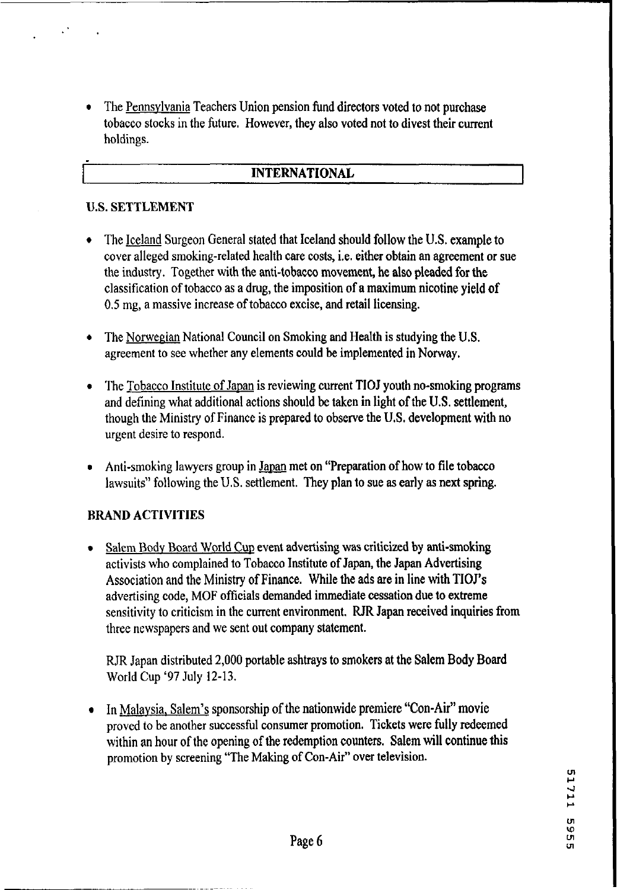- The Pennsylvania Teachers Union pension fund directors voted to not purchase tobacco stocks in the future. However, they also voted not to divest their current holdings.

## INTERNATIONAL

### U.S. SETTLEMENT

- The Iceland Surgeon General stated that Iceland should follow the U.S. example to cover alleged smoking-related health care costs, i.e. either obtain an agreement or sue the industry. Together with the anti-tobacco movement, he also pleaded for the classification of tobacco as a drug, the imposition of a maximum nicotine yield of 0.5 mg, a massive increase of tobacco excise, and retail licensing.

- The Norwegian National Council on Smoking and Health is studying the U.S. agreement to see whether any elements could be implemented in Norway.

- The Tobacco Institute of Japan is reviewing current TIOJ youth no-smoking programs and defining what additional actions should be taken in light of the U.S. settlement, though the Ministry of Finance is prepared to observe the U.S. development with no urgent desire to respond.

- Anti-smoking lawyers group in Japan met on "Preparation of how to file tobacco lawsuits" following the U.S. settlement. They plan to sue as early as next spring.

### BRAND ACTIVITIES

- Salem Body Board World Cup event advertising was criticized by anti-smoking activists who complained to Tobacco Institute of Japan, the Japan Advertising Association and the Ministry of Finance. While the ads are in line with TIOJ's advertising code, MOF officials demanded immediate cessation due to extreme sensitivity to criticism in the current environment. RJR Japan received inquiries from three newspapers and we sent out company statement.

  RJR Japan distributed 2,000 portable ashtrays to smokers at the Salem Body Board World Cup '97 July 12-13.

- In Malaysia, Salem's sponsorship of the nationwide premiere "Con-Air" movie proved to be another successful consumer promotion. Tickets were fully redeemed within an hour of the opening of the redemption counters. Salem will continue this promotion by screening "The Making of Con-Air" over television.

51711 5955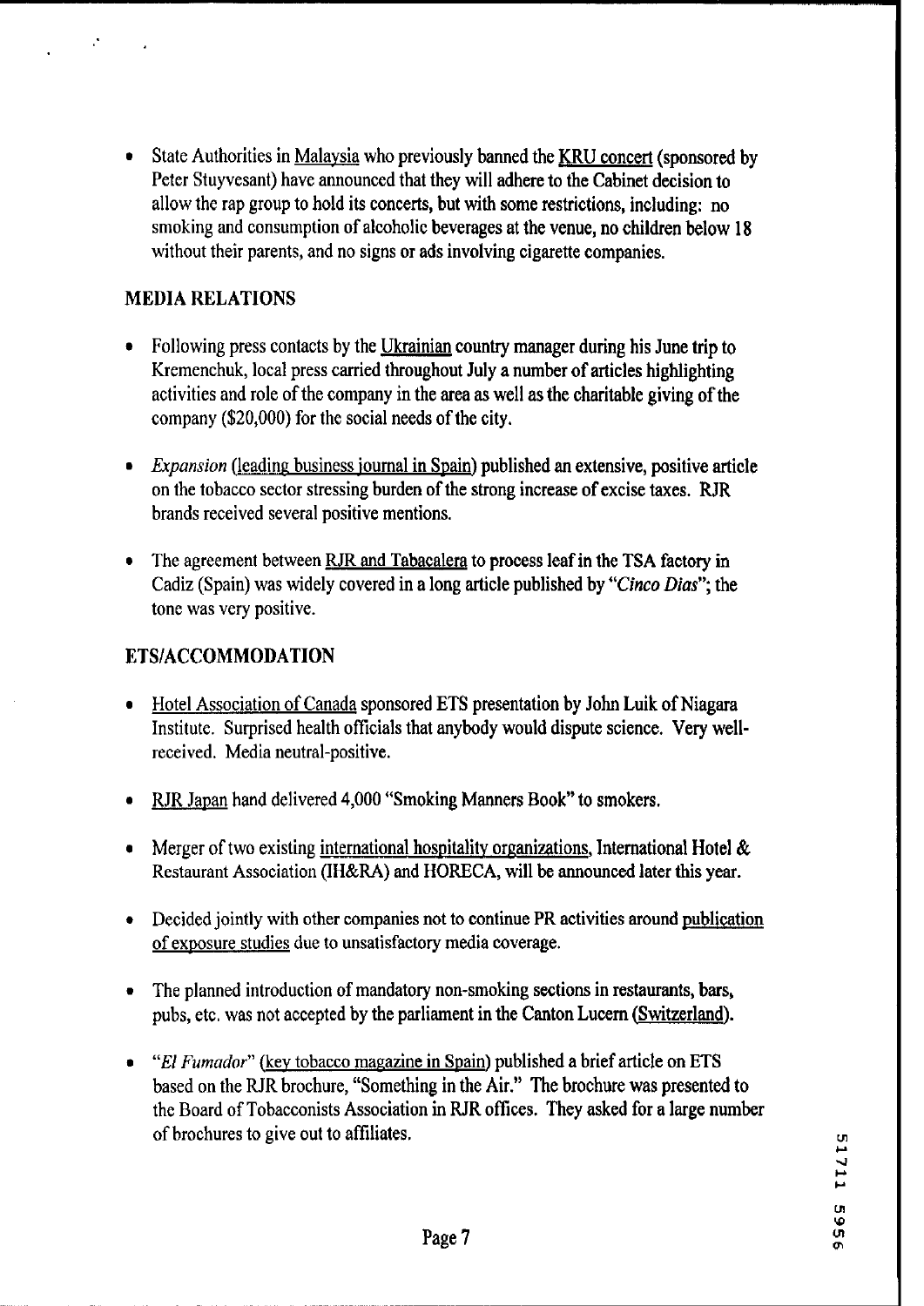- State Authorities in Malaysia who previously banned the KRU concert (sponsored by Peter Stuyvesant) have announced that they will adhere to the Cabinet decision to allow the rap group to hold its concerts, but with some restrictions, including: no smoking and consumption of alcoholic beverages at the venue, no children below 18 without their parents, and no signs or ads involving cigarette companies.

## MEDIA RELATIONS

- Following press contacts by the Ukrainian country manager during his June trip to Kremenchuk, local press carried throughout July a number of articles highlighting activities and role of the company in the area as well as the charitable giving of the company ($20,000) for the social needs of the city.

- *Expansion* (leading business journal in Spain) published an extensive, positive article on the tobacco sector stressing burden of the strong increase of excise taxes. RJR brands received several positive mentions.

- The agreement between RJR and Tabacalera to process leaf in the TSA factory in Cadiz (Spain) was widely covered in a long article published by "*Cinco Dias*"; the tone was very positive.

## ETS/ACCOMMODATION

- Hotel Association of Canada sponsored ETS presentation by John Luik of Niagara Institute. Surprised health officials that anybody would dispute science. Very well-received. Media neutral-positive.

- RJR Japan hand delivered 4,000 "Smoking Manners Book" to smokers.

- Merger of two existing international hospitality organizations, International Hotel & Restaurant Association (IH&RA) and HORECA, will be announced later this year.

- Decided jointly with other companies not to continue PR activities around publication of exposure studies due to unsatisfactory media coverage.

- The planned introduction of mandatory non-smoking sections in restaurants, bars, pubs, etc. was not accepted by the parliament in the Canton Lucern (Switzerland).

- "*El Fumador*" (key tobacco magazine in Spain) published a brief article on ETS based on the RJR brochure, "Something in the Air." The brochure was presented to the Board of Tobacconists Association in RJR offices. They asked for a large number of brochures to give out to affiliates.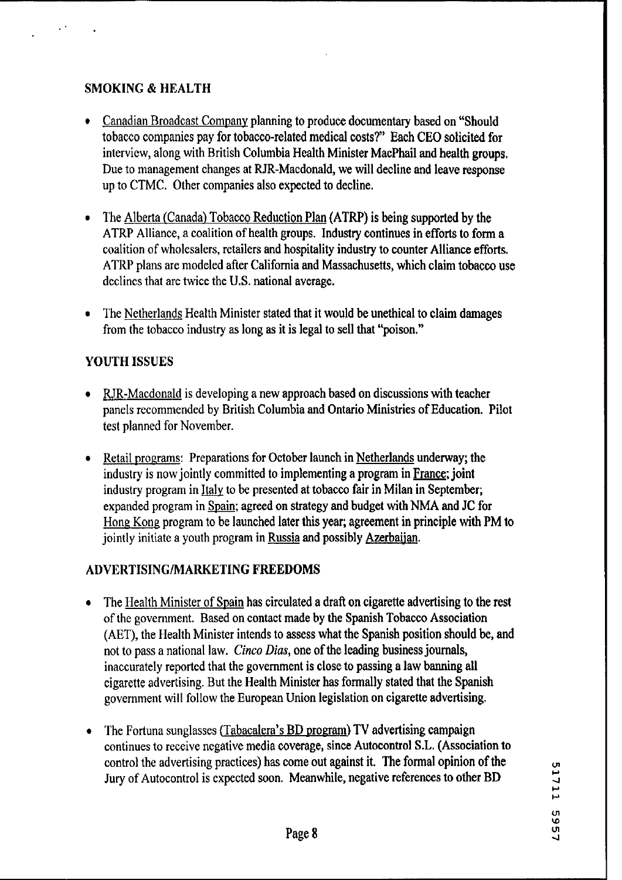## SMOKING & HEALTH

- Canadian Broadcast Company planning to produce documentary based on "Should tobacco companies pay for tobacco-related medical costs?" Each CEO solicited for interview, along with British Columbia Health Minister MacPhail and health groups. Due to management changes at RJR-Macdonald, we will decline and leave response up to CTMC. Other companies also expected to decline.

- The Alberta (Canada) Tobacco Reduction Plan (ATRP) is being supported by the ATRP Alliance, a coalition of health groups. Industry continues in efforts to form a coalition of wholesalers, retailers and hospitality industry to counter Alliance efforts. ATRP plans are modeled after California and Massachusetts, which claim tobacco use declines that are twice the U.S. national average.

- The Netherlands Health Minister stated that it would be unethical to claim damages from the tobacco industry as long as it is legal to sell that "poison."

## YOUTH ISSUES

- RJR-Macdonald is developing a new approach based on discussions with teacher panels recommended by British Columbia and Ontario Ministries of Education. Pilot test planned for November.

- Retail programs: Preparations for October launch in Netherlands underway; the industry is now jointly committed to implementing a program in France; joint industry program in Italy to be presented at tobacco fair in Milan in September; expanded program in Spain; agreed on strategy and budget with NMA and JC for Hong Kong program to be launched later this year; agreement in principle with PM to jointly initiate a youth program in Russia and possibly Azerbaijan.

## ADVERTISING/MARKETING FREEDOMS

- The Health Minister of Spain has circulated a draft on cigarette advertising to the rest of the government. Based on contact made by the Spanish Tobacco Association (AET), the Health Minister intends to assess what the Spanish position should be, and not to pass a national law. *Cinco Dias*, one of the leading business journals, inaccurately reported that the government is close to passing a law banning all cigarette advertising. But the Health Minister has formally stated that the Spanish government will follow the European Union legislation on cigarette advertising.

- The Fortuna sunglasses (Tabacalera's BD program) TV advertising campaign continues to receive negative media coverage, since Autocontrol S.L. (Association to control the advertising practices) has come out against it. The formal opinion of the Jury of Autocontrol is expected soon. Meanwhile, negative references to other BD

51711 5957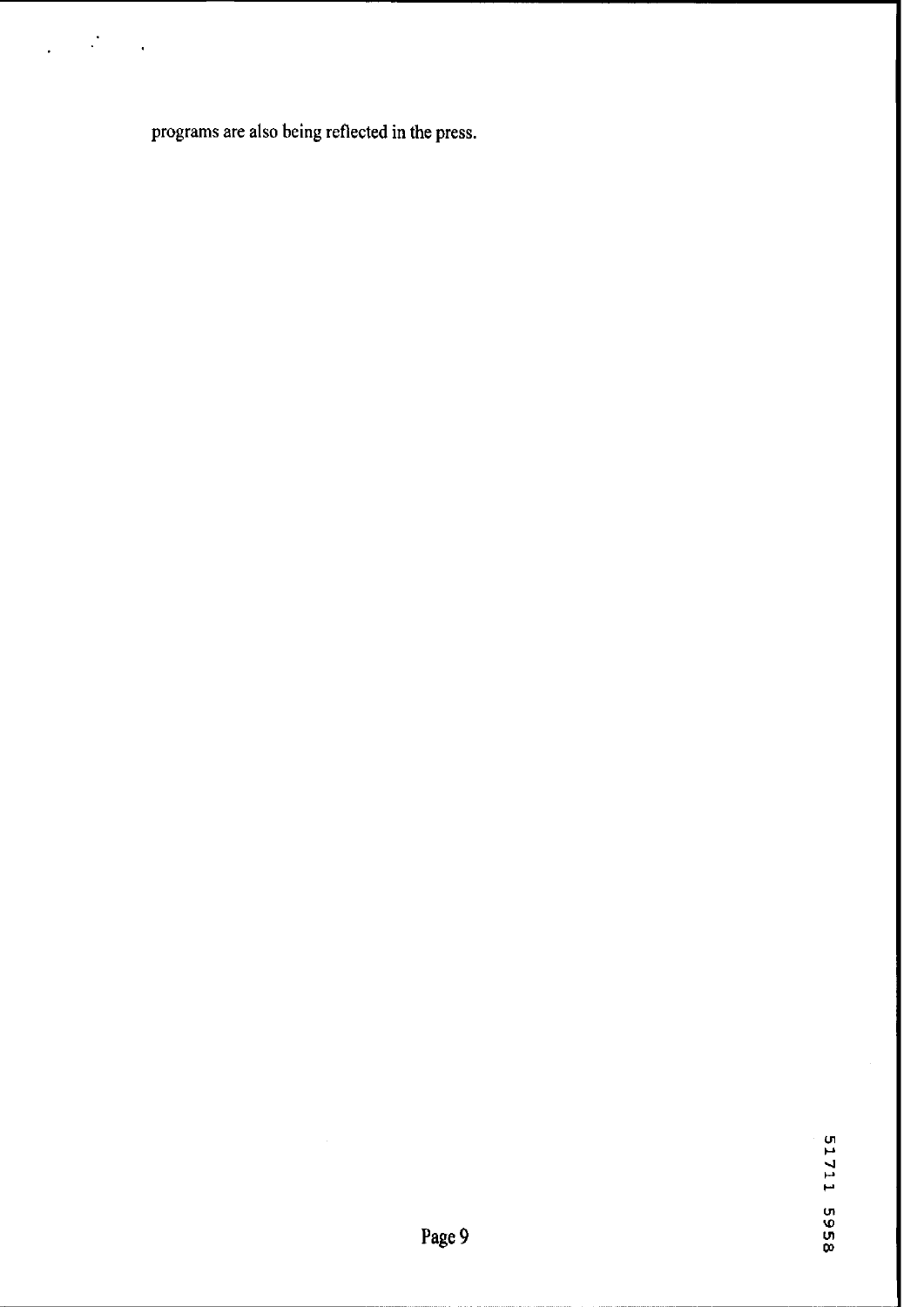programs are also being reflected in the press.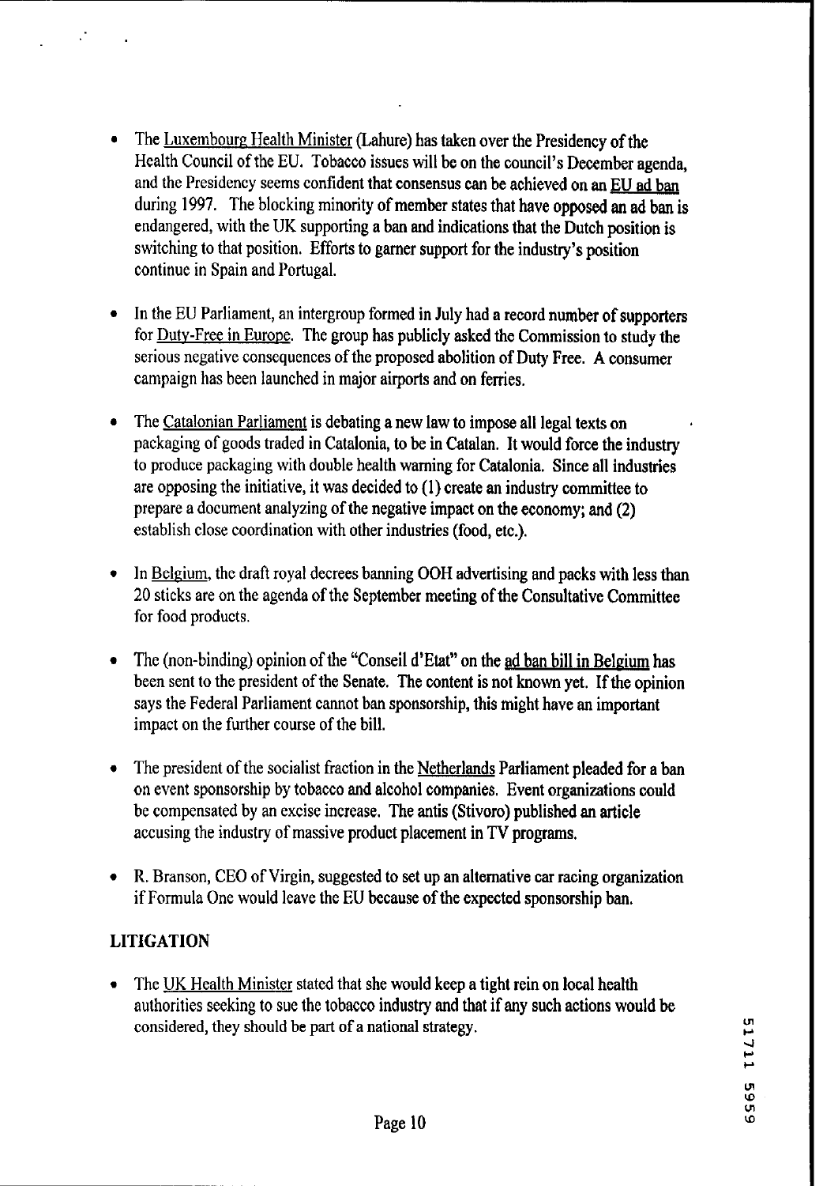- The Luxembourg Health Minister (Lahure) has taken over the Presidency of the Health Council of the EU. Tobacco issues will be on the council's December agenda, and the Presidency seems confident that consensus can be achieved on an EU ad ban during 1997. The blocking minority of member states that have opposed an ad ban is endangered, with the UK supporting a ban and indications that the Dutch position is switching to that position. Efforts to garner support for the industry's position continue in Spain and Portugal.

- In the EU Parliament, an intergroup formed in July had a record number of supporters for Duty-Free in Europe. The group has publicly asked the Commission to study the serious negative consequences of the proposed abolition of Duty Free. A consumer campaign has been launched in major airports and on ferries.

- The Catalonian Parliament is debating a new law to impose all legal texts on packaging of goods traded in Catalonia, to be in Catalan. It would force the industry to produce packaging with double health warning for Catalonia. Since all industries are opposing the initiative, it was decided to (1) create an industry committee to prepare a document analyzing of the negative impact on the economy; and (2) establish close coordination with other industries (food, etc.).

- In Belgium, the draft royal decrees banning OOH advertising and packs with less than 20 sticks are on the agenda of the September meeting of the Consultative Committee for food products.

- The (non-binding) opinion of the "Conseil d'Etat" on the ad ban bill in Belgium has been sent to the president of the Senate. The content is not known yet. If the opinion says the Federal Parliament cannot ban sponsorship, this might have an important impact on the further course of the bill.

- The president of the socialist fraction in the Netherlands Parliament pleaded for a ban on event sponsorship by tobacco and alcohol companies. Event organizations could be compensated by an excise increase. The antis (Stivoro) published an article accusing the industry of massive product placement in TV programs.

- R. Branson, CEO of Virgin, suggested to set up an alternative car racing organization if Formula One would leave the EU because of the expected sponsorship ban.

## LITIGATION

- The UK Health Minister stated that she would keep a tight rein on local health authorities seeking to sue the tobacco industry and that if any such actions would be considered, they should be part of a national strategy.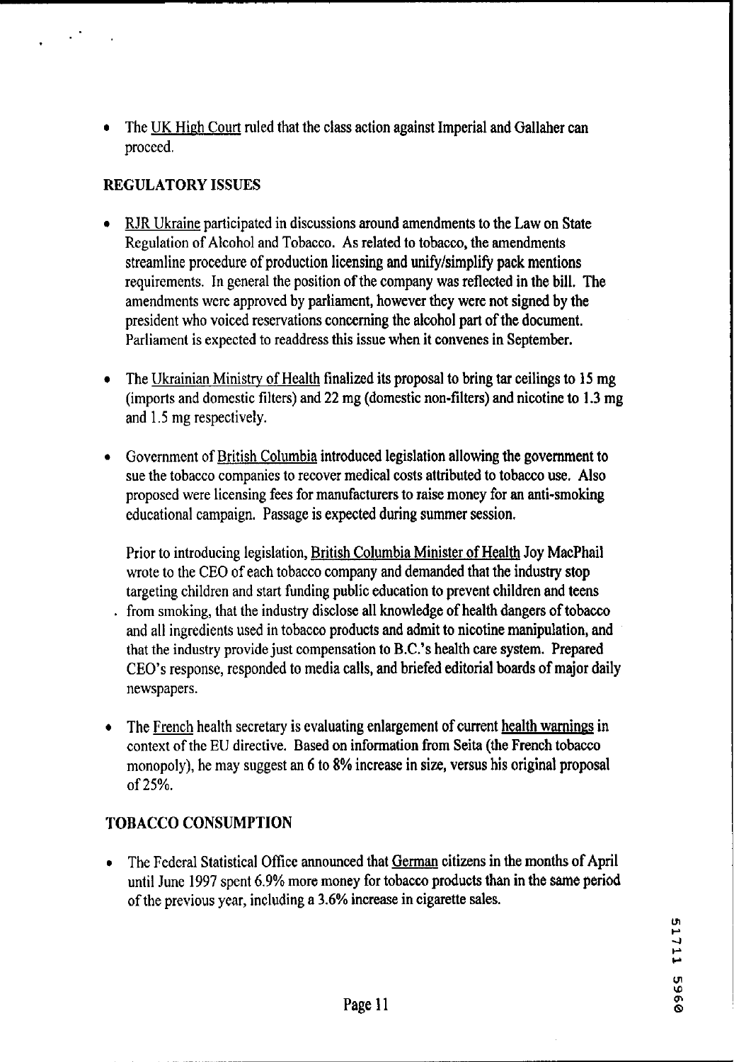- The UK High Court ruled that the class action against Imperial and Gallaher can proceed.

## REGULATORY ISSUES

- RJR Ukraine participated in discussions around amendments to the Law on State Regulation of Alcohol and Tobacco. As related to tobacco, the amendments streamline procedure of production licensing and unify/simplify pack mentions requirements. In general the position of the company was reflected in the bill. The amendments were approved by parliament, however they were not signed by the president who voiced reservations concerning the alcohol part of the document. Parliament is expected to readdress this issue when it convenes in September.

- The Ukrainian Ministry of Health finalized its proposal to bring tar ceilings to 15 mg (imports and domestic filters) and 22 mg (domestic non-filters) and nicotine to 1.3 mg and 1.5 mg respectively.

- Government of British Columbia introduced legislation allowing the government to sue the tobacco companies to recover medical costs attributed to tobacco use. Also proposed were licensing fees for manufacturers to raise money for an anti-smoking educational campaign. Passage is expected during summer session.

  Prior to introducing legislation, British Columbia Minister of Health Joy MacPhail wrote to the CEO of each tobacco company and demanded that the industry stop targeting children and start funding public education to prevent children and teens from smoking, that the industry disclose all knowledge of health dangers of tobacco and all ingredients used in tobacco products and admit to nicotine manipulation, and that the industry provide just compensation to B.C.'s health care system. Prepared CEO's response, responded to media calls, and briefed editorial boards of major daily newspapers.

- The French health secretary is evaluating enlargement of current health warnings in context of the EU directive. Based on information from Seita (the French tobacco monopoly), he may suggest an 6 to 8% increase in size, versus his original proposal of 25%.

## TOBACCO CONSUMPTION

- The Federal Statistical Office announced that German citizens in the months of April until June 1997 spent 6.9% more money for tobacco products than in the same period of the previous year, including a 3.6% increase in cigarette sales.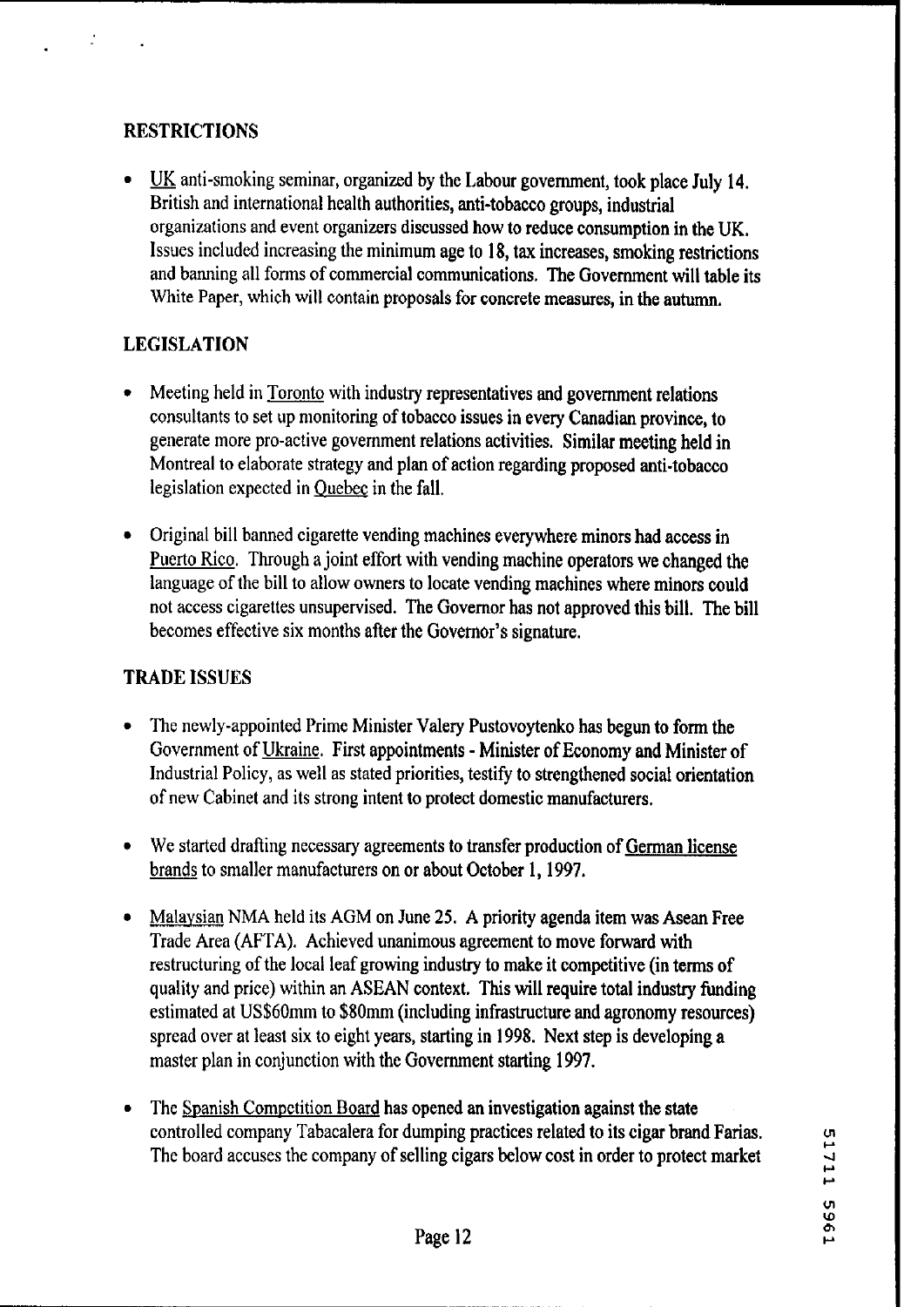## RESTRICTIONS

- UK anti-smoking seminar, organized by the Labour government, took place July 14. British and international health authorities, anti-tobacco groups, industrial organizations and event organizers discussed how to reduce consumption in the UK. Issues included increasing the minimum age to 18, tax increases, smoking restrictions and banning all forms of commercial communications. The Government will table its White Paper, which will contain proposals for concrete measures, in the autumn.

## LEGISLATION

- Meeting held in Toronto with industry representatives and government relations consultants to set up monitoring of tobacco issues in every Canadian province, to generate more pro-active government relations activities. Similar meeting held in Montreal to elaborate strategy and plan of action regarding proposed anti-tobacco legislation expected in Quebec in the fall.

- Original bill banned cigarette vending machines everywhere minors had access in Puerto Rico. Through a joint effort with vending machine operators we changed the language of the bill to allow owners to locate vending machines where minors could not access cigarettes unsupervised. The Governor has not approved this bill. The bill becomes effective six months after the Governor's signature.

## TRADE ISSUES

- The newly-appointed Prime Minister Valery Pustovoytenko has begun to form the Government of Ukraine. First appointments - Minister of Economy and Minister of Industrial Policy, as well as stated priorities, testify to strengthened social orientation of new Cabinet and its strong intent to protect domestic manufacturers.

- We started drafting necessary agreements to transfer production of German license brands to smaller manufacturers on or about October 1, 1997.

- Malaysian NMA held its AGM on June 25. A priority agenda item was Asean Free Trade Area (AFTA). Achieved unanimous agreement to move forward with restructuring of the local leaf growing industry to make it competitive (in terms of quality and price) within an ASEAN context. This will require total industry funding estimated at US$60mm to $80mm (including infrastructure and agronomy resources) spread over at least six to eight years, starting in 1998. Next step is developing a master plan in conjunction with the Government starting 1997.

- The Spanish Competition Board has opened an investigation against the state controlled company Tabacalera for dumping practices related to its cigar brand Farias. The board accuses the company of selling cigars below cost in order to protect market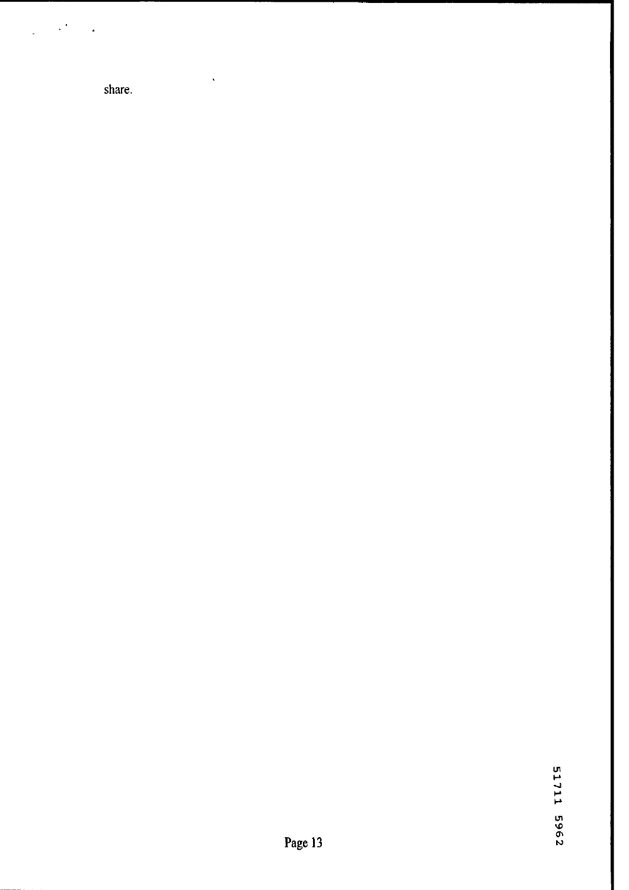share.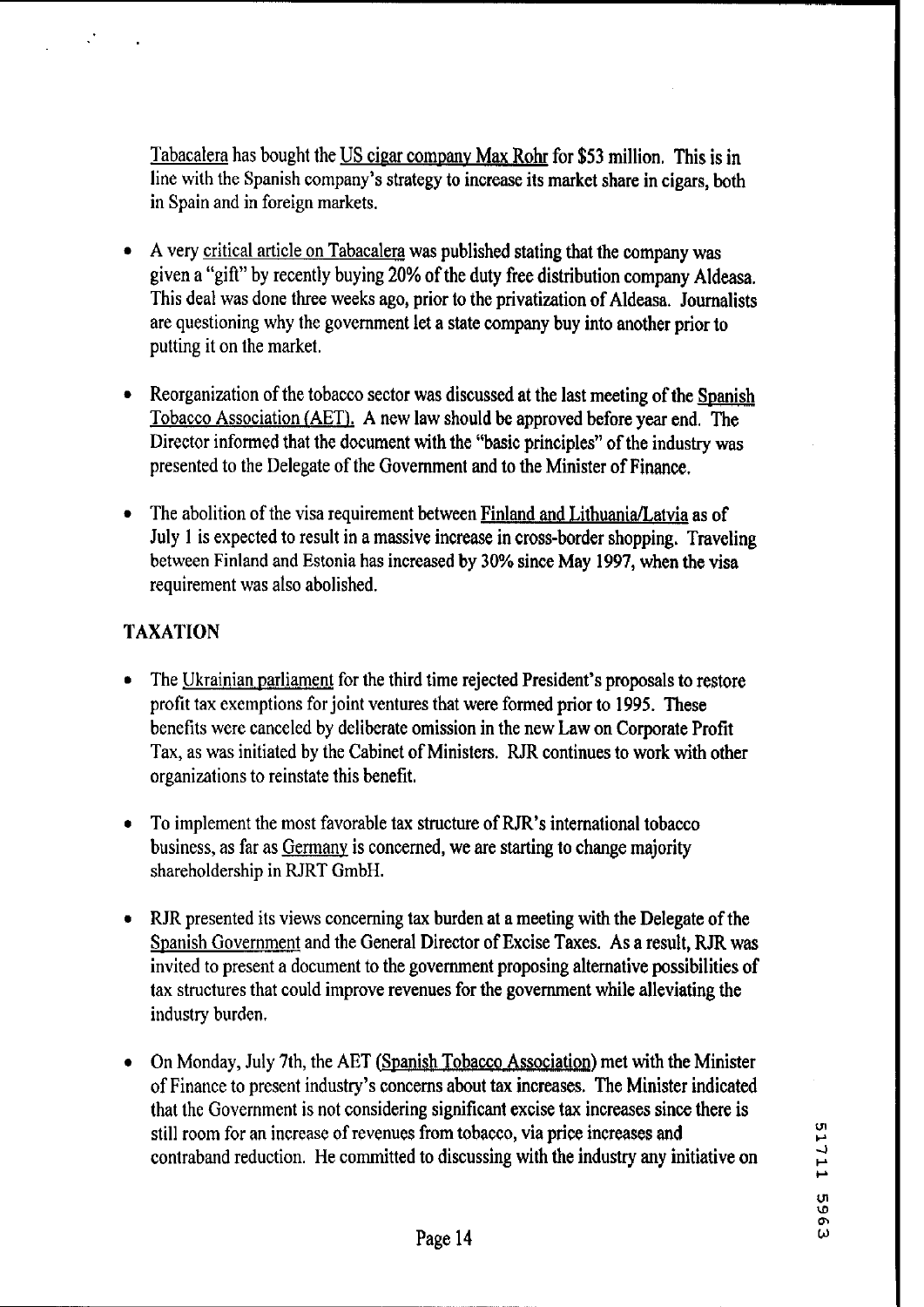Tabacalera has bought the US cigar company Max Rohr for $53 million. This is in line with the Spanish company's strategy to increase its market share in cigars, both in Spain and in foreign markets.

- A very critical article on Tabacalera was published stating that the company was given a "gift" by recently buying 20% of the duty free distribution company Aldeasa. This deal was done three weeks ago, prior to the privatization of Aldeasa. Journalists are questioning why the government let a state company buy into another prior to putting it on the market.

- Reorganization of the tobacco sector was discussed at the last meeting of the Spanish Tobacco Association (AET). A new law should be approved before year end. The Director informed that the document with the "basic principles" of the industry was presented to the Delegate of the Government and to the Minister of Finance.

- The abolition of the visa requirement between Finland and Lithuania/Latvia as of July 1 is expected to result in a massive increase in cross-border shopping. Traveling between Finland and Estonia has increased by 30% since May 1997, when the visa requirement was also abolished.

## TAXATION

- The Ukrainian parliament for the third time rejected President's proposals to restore profit tax exemptions for joint ventures that were formed prior to 1995. These benefits were canceled by deliberate omission in the new Law on Corporate Profit Tax, as was initiated by the Cabinet of Ministers. RJR continues to work with other organizations to reinstate this benefit.

- To implement the most favorable tax structure of RJR's international tobacco business, as far as Germany is concerned, we are starting to change majority shareholdership in RJRT GmbH.

- RJR presented its views concerning tax burden at a meeting with the Delegate of the Spanish Government and the General Director of Excise Taxes. As a result, RJR was invited to present a document to the government proposing alternative possibilities of tax structures that could improve revenues for the government while alleviating the industry burden.

- On Monday, July 7th, the AET (Spanish Tobacco Association) met with the Minister of Finance to present industry's concerns about tax increases. The Minister indicated that the Government is not considering significant excise tax increases since there is still room for an increase of revenues from tobacco, via price increases and contraband reduction. He committed to discussing with the industry any initiative on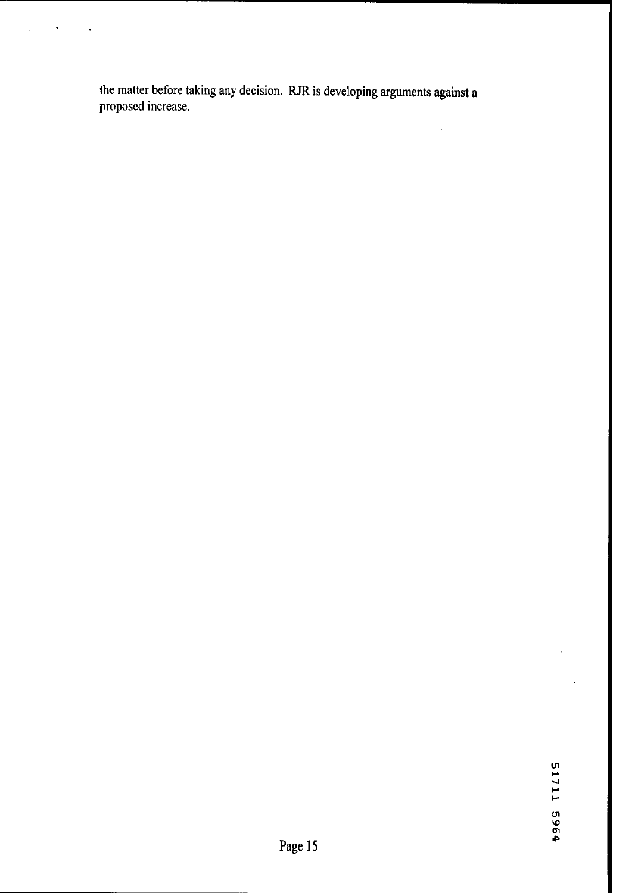the matter before taking any decision. RJR is developing arguments against a proposed increase.

51711 5964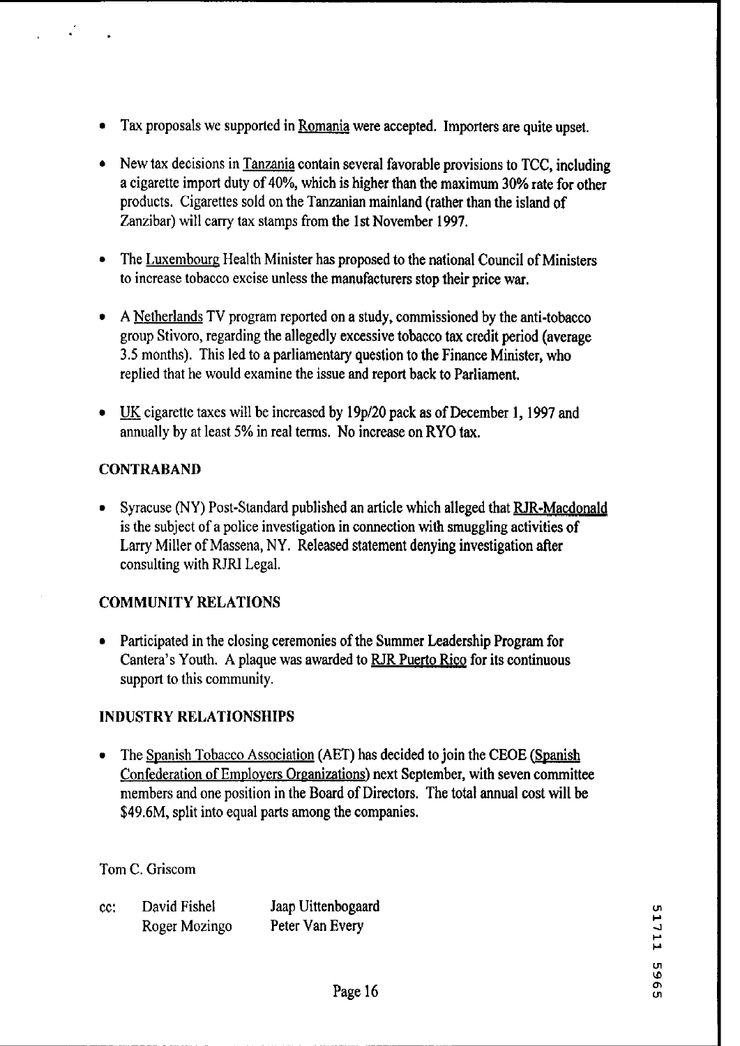- Tax proposals we supported in Romania were accepted. Importers are quite upset.

- New tax decisions in Tanzania contain several favorable provisions to TCC, including a cigarette import duty of 40%, which is higher than the maximum 30% rate for other products. Cigarettes sold on the Tanzanian mainland (rather than the island of Zanzibar) will carry tax stamps from the 1st November 1997.

- The Luxembourg Health Minister has proposed to the national Council of Ministers to increase tobacco excise unless the manufacturers stop their price war.

- A Netherlands TV program reported on a study, commissioned by the anti-tobacco group Stivoro, regarding the allegedly excessive tobacco tax credit period (average 3.5 months). This led to a parliamentary question to the Finance Minister, who replied that he would examine the issue and report back to Parliament.

- UK cigarette taxes will be increased by 19p/20 pack as of December 1, 1997 and annually by at least 5% in real terms. No increase on RYO tax.

**CONTRABAND**

- Syracuse (NY) Post-Standard published an article which alleged that RJR-Macdonald is the subject of a police investigation in connection with smuggling activities of Larry Miller of Massena, NY. Released statement denying investigation after consulting with RJRI Legal.

**COMMUNITY RELATIONS**

- Participated in the closing ceremonies of the Summer Leadership Program for Cantera's Youth. A plaque was awarded to RJR Puerto Rico for its continuous support to this community.

**INDUSTRY RELATIONSHIPS**

- The Spanish Tobacco Association (AET) has decided to join the CEOE (Spanish Confederation of Employers Organizations) next September, with seven committee members and one position in the Board of Directors. The total annual cost will be $49.6M, split into equal parts among the companies.

Tom C. Griscom

cc: David Fishel, Jaap Uittenbogaard, Roger Mozingo, Peter Van Every

51711 5965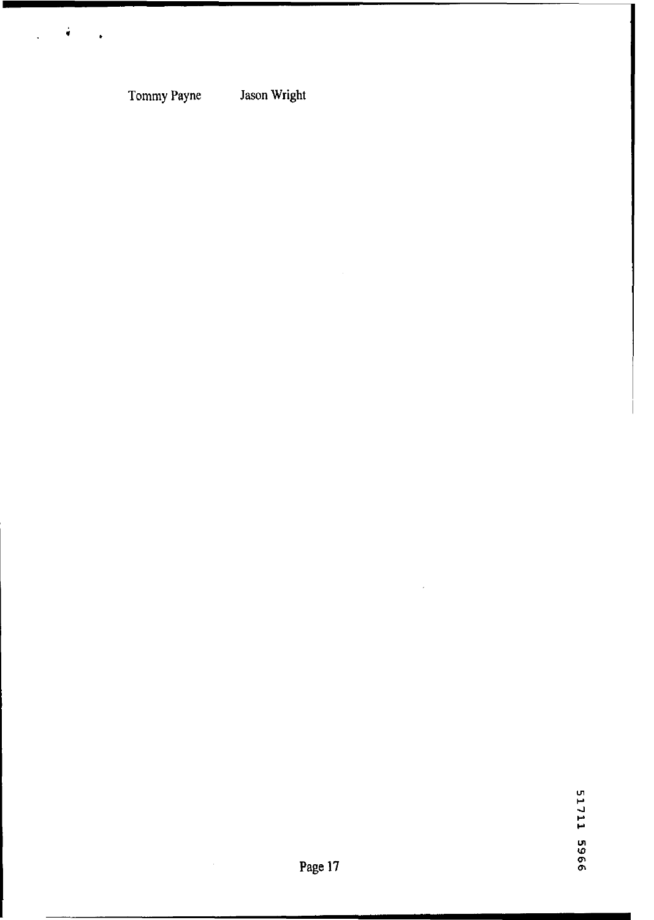Tommy Payne Jason Wright